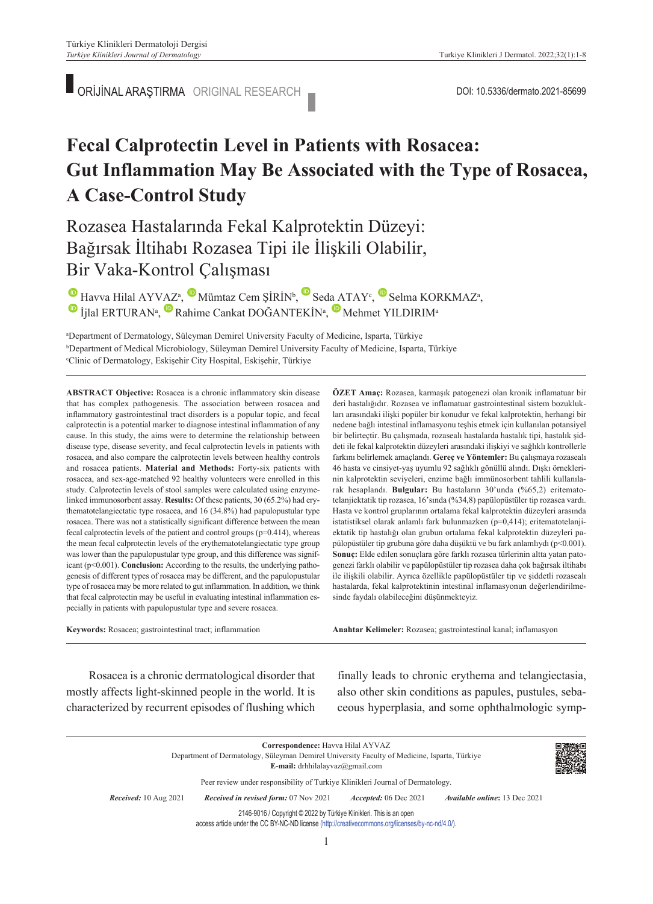ORİJİNAL ARAŞTIRMA ORIGINAL RESEARCH

DOI: 10.5336/dermato.2021-85699

# Fecal Calprotectin Level in Patients with Rosacea: Gut Inflammation May Be Associated with the Type of Rosacea, A Case-Control Study

## Rozasea Hastalarında Fekal Kalprotektin Düzeyi: Bağırsak İltihabı Rozasea Tipi ile İlişkili Olabilir, Bir Vaka-Kontrol Çalışması

Havva Hilal AYVAZ[a], Mümtaz Cem ŞİRİN[b], Seda ATAY[c], Selma KORKMAZ[a], İjlal ERTURAN[a], Rahime Cankat DOĞANTEKİN[a], Mehmet YILDIRIM[a]

[a]Department of Dermatology, Süleyman Demirel University Faculty of Medicine, Isparta, Türkiye
[b]Department of Medical Microbiology, Süleyman Demirel University Faculty of Medicine, Isparta, Türkiye
[c]Clinic of Dermatology, Eskişehir City Hospital, Eskişehir, Türkiye

**ABSTRACT Objective:** Rosacea is a chronic inflammatory skin disease that has complex pathogenesis. The association between rosacea and inflammatory gastrointestinal tract disorders is a popular topic, and fecal calprotectin is a potential marker to diagnose intestinal inflammation of any cause. In this study, the aims were to determine the relationship between disease type, disease severity, and fecal calprotectin levels in patients with rosacea, and also compare the calprotectin levels between healthy controls and rosacea patients. **Material and Methods:** Forty-six patients with rosacea, and sex-age-matched 92 healthy volunteers were enrolled in this study. Calprotectin levels of stool samples were calculated using enzyme-linked immunosorbent assay. **Results:** Of these patients, 30 (65.2%) had erythematotelangiectatic type rosacea, and 16 (34.8%) had papulopustular type rosacea. There was not a statistically significant difference between the mean fecal calprotectin levels of the patient and control groups (p=0.414), whereas the mean fecal calprotectin levels of the erythematotelangiectatic type group was lower than the papulopustular type group, and this difference was significant (p<0.001). **Conclusion:** According to the results, the underlying pathogenesis of different types of rosacea may be different, and the papulopustular type of rosacea may be more related to gut inflammation. In addition, we think that fecal calprotectin may be useful in evaluating intestinal inflammation especially in patients with papulopustular type and severe rosacea.

**Keywords:** Rosacea; gastrointestinal tract; inflammation

**ÖZET Amaç:** Rozasea, karmaşık patogenezi olan kronik inflamatuar bir deri hastalığıdır. Rozasea ve inflamatuar gastrointestinal sistem bozuklukları arasındaki ilişki popüler bir konudur ve fekal kalprotektin, herhangi bir nedene bağlı intestinal inflamasyonu teşhis etmek için kullanılan potansiyel bir belirteçtir. Bu çalışmada, rozasealı hastalarda hastalık tipi, hastalık şiddeti ile fekal kalprotektin düzeyleri arasındaki ilişkiyi ve sağlıklı kontrollerle farkını belirlemek amaçlandı. **Gereç ve Yöntemler:** Bu çalışmaya rozasealı 46 hasta ve cinsiyet-yaş uyumlu 92 sağlıklı gönüllü alındı. Dışkı örneklerinin kalprotektin seviyeleri, enzime bağlı immünosorbent tahlili kullanılarak hesaplandı. **Bulgular:** Bu hastaların 30'unda (%65,2) eritematotelanjiektatik tip rozasea, 16'sında (%34,8) papülopüstüler tip rozasea vardı. Hasta ve kontrol gruplarının ortalama fekal kalprotektin düzeyleri arasında istatistiksel olarak anlamlı fark bulunmazken (p=0,414); eritematotelanjiektatik tip hastalığı olan grubun ortalama fekal kalprotektin düzeyleri papülopüstüler tip grubuna göre daha düşüktü ve bu fark anlamlıydı (p<0,001). **Sonuç:** Elde edilen sonuçlara göre farklı rozasea türlerinin altta yatan patogenezi farklı olabilir ve papülopüstüler tip rozasea daha çok bağırsak iltihabı ile ilişkili olabilir. Ayrıca özellikle papülopüstüler tip ve şiddetli rozasealı hastalarda, fekal kalprotektinin intestinal inflamasyonun değerlendirilmesinde faydalı olabileceğini düşünmekteyiz.

**Anahtar Kelimeler:** Rozasea; gastrointestinal kanal; inflamasyon

Rosacea is a chronic dermatological disorder that mostly affects light-skinned people in the world. It is characterized by recurrent episodes of flushing which finally leads to chronic erythema and telangiectasia, also other skin conditions as papules, pustules, sebaceous hyperplasia, and some ophthalmologic symp-

**Correspondence:** Havva Hilal AYVAZ
Department of Dermatology, Süleyman Demirel University Faculty of Medicine, Isparta, Türkiye
**E-mail:** drhhilalayvaz@gmail.com

Peer review under responsibility of Turkiye Klinikleri Journal of Dermatology.

*Received:* 10 Aug 2021 *Received in revised form:* 07 Nov 2021 *Accepted:* 06 Dec 2021 *Available online:* 13 Dec 2021

2146-9016 / Copyright © 2022 by Türkiye Klinikleri. This is an open access article under the CC BY-NC-ND license (http://creativecommons.org/licenses/by-nc-nd/4.0/).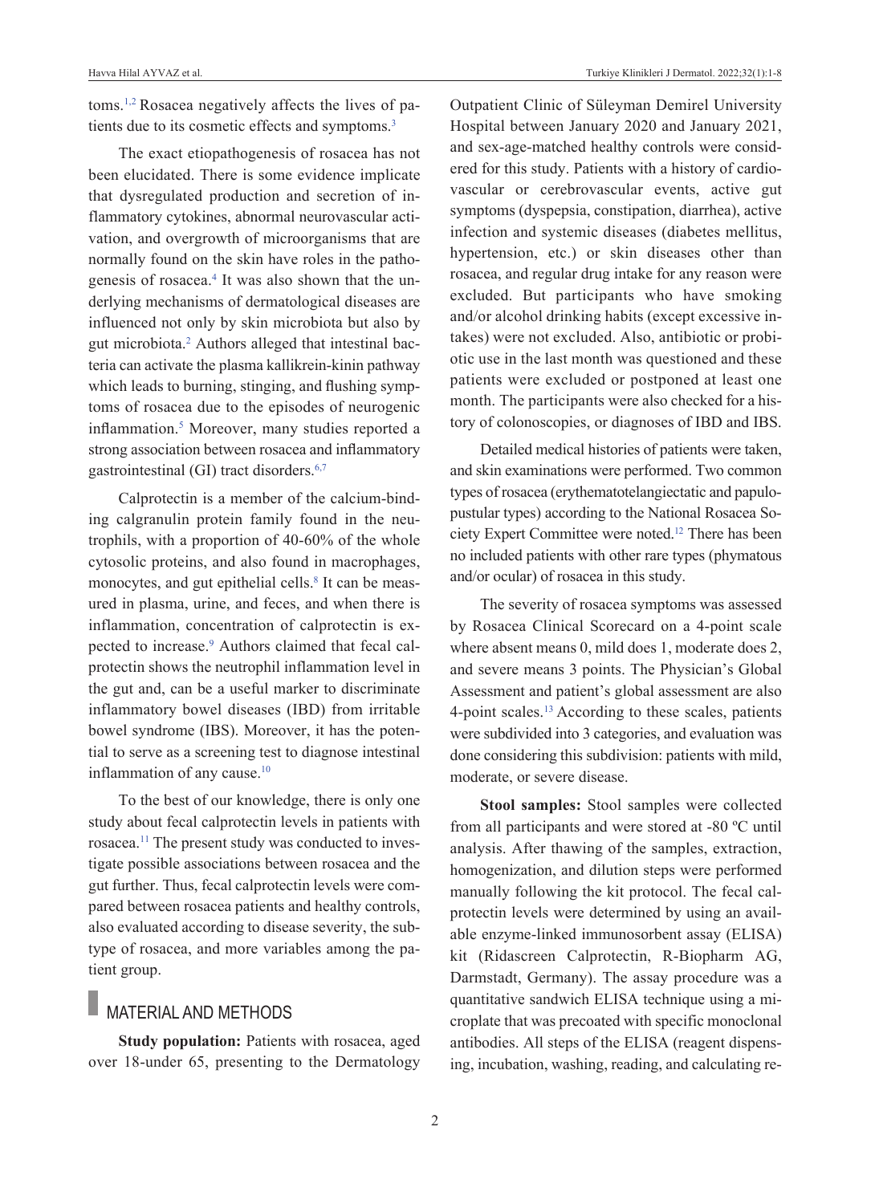toms.[1,2] Rosacea negatively affects the lives of patients due to its cosmetic effects and symptoms.[3]

The exact etiopathogenesis of rosacea has not been elucidated. There is some evidence implicate that dysregulated production and secretion of inflammatory cytokines, abnormal neurovascular activation, and overgrowth of microorganisms that are normally found on the skin have roles in the pathogenesis of rosacea.[4] It was also shown that the underlying mechanisms of dermatological diseases are influenced not only by skin microbiota but also by gut microbiota.[2] Authors alleged that intestinal bacteria can activate the plasma kallikrein-kinin pathway which leads to burning, stinging, and flushing symptoms of rosacea due to the episodes of neurogenic inflammation.[5] Moreover, many studies reported a strong association between rosacea and inflammatory gastrointestinal (GI) tract disorders.[6,7]

Calprotectin is a member of the calcium-binding calgranulin protein family found in the neutrophils, with a proportion of 40-60% of the whole cytosolic proteins, and also found in macrophages, monocytes, and gut epithelial cells.[8] It can be measured in plasma, urine, and feces, and when there is inflammation, concentration of calprotectin is expected to increase.[9] Authors claimed that fecal calprotectin shows the neutrophil inflammation level in the gut and, can be a useful marker to discriminate inflammatory bowel diseases (IBD) from irritable bowel syndrome (IBS). Moreover, it has the potential to serve as a screening test to diagnose intestinal inflammation of any cause.[10]

To the best of our knowledge, there is only one study about fecal calprotectin levels in patients with rosacea.[11] The present study was conducted to investigate possible associations between rosacea and the gut further. Thus, fecal calprotectin levels were compared between rosacea patients and healthy controls, also evaluated according to disease severity, the subtype of rosacea, and more variables among the patient group.

## MATERIAL AND METHODS

**Study population:** Patients with rosacea, aged over 18-under 65, presenting to the Dermatology Outpatient Clinic of Süleyman Demirel University Hospital between January 2020 and January 2021, and sex-age-matched healthy controls were considered for this study. Patients with a history of cardiovascular or cerebrovascular events, active gut symptoms (dyspepsia, constipation, diarrhea), active infection and systemic diseases (diabetes mellitus, hypertension, etc.) or skin diseases other than rosacea, and regular drug intake for any reason were excluded. But participants who have smoking and/or alcohol drinking habits (except excessive intakes) were not excluded. Also, antibiotic or probiotic use in the last month was questioned and these patients were excluded or postponed at least one month. The participants were also checked for a history of colonoscopies, or diagnoses of IBD and IBS.

Detailed medical histories of patients were taken, and skin examinations were performed. Two common types of rosacea (erythematotelangiectatic and papulopustular types) according to the National Rosacea Society Expert Committee were noted.[12] There has been no included patients with other rare types (phymatous and/or ocular) of rosacea in this study.

The severity of rosacea symptoms was assessed by Rosacea Clinical Scorecard on a 4-point scale where absent means 0, mild does 1, moderate does 2, and severe means 3 points. The Physician's Global Assessment and patient's global assessment are also 4-point scales.[13] According to these scales, patients were subdivided into 3 categories, and evaluation was done considering this subdivision: patients with mild, moderate, or severe disease.

**Stool samples:** Stool samples were collected from all participants and were stored at -80 ºC until analysis. After thawing of the samples, extraction, homogenization, and dilution steps were performed manually following the kit protocol. The fecal calprotectin levels were determined by using an available enzyme-linked immunosorbent assay (ELISA) kit (Ridascreen Calprotectin, R-Biopharm AG, Darmstadt, Germany). The assay procedure was a quantitative sandwich ELISA technique using a microplate that was precoated with specific monoclonal antibodies. All steps of the ELISA (reagent dispensing, incubation, washing, reading, and calculating re-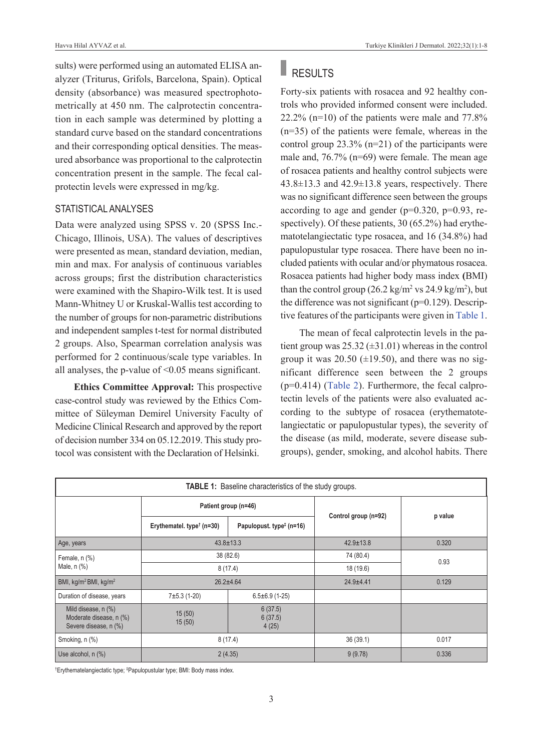sults) were performed using an automated ELISA analyzer (Triturus, Grifols, Barcelona, Spain). Optical density (absorbance) was measured spectrophotometrically at 450 nm. The calprotectin concentration in each sample was determined by plotting a standard curve based on the standard concentrations and their corresponding optical densities. The measured absorbance was proportional to the calprotectin concentration present in the sample. The fecal calprotectin levels were expressed in mg/kg.

### STATISTICAL ANALYSES

Data were analyzed using SPSS v. 20 (SPSS Inc.-Chicago, Illinois, USA). The values of descriptives were presented as mean, standard deviation, median, min and max. For analysis of continuous variables across groups; first the distribution characteristics were examined with the Shapiro-Wilk test. It is used Mann-Whitney U or Kruskal-Wallis test according to the number of groups for non-parametric distributions and independent samples t-test for normal distributed 2 groups. Also, Spearman correlation analysis was performed for 2 continuous/scale type variables. In all analyses, the p-value of <0.05 means significant.

**Ethics Committee Approval:** This prospective case-control study was reviewed by the Ethics Committee of Süleyman Demirel University Faculty of Medicine Clinical Research and approved by the report of decision number 334 on 05.12.2019. This study protocol was consistent with the Declaration of Helsinki.

## RESULTS

Forty-six patients with rosacea and 92 healthy controls who provided informed consent were included. 22.2% (n=10) of the patients were male and 77.8% (n=35) of the patients were female, whereas in the control group 23.3% (n=21) of the participants were male and, 76.7% (n=69) were female. The mean age of rosacea patients and healthy control subjects were 43.8±13.3 and 42.9±13.8 years, respectively. There was no significant difference seen between the groups according to age and gender (p=0.320, p=0.93, respectively). Of these patients, 30 (65.2%) had erythematotelangiectatic type rosacea, and 16 (34.8%) had papulopustular type rosacea. There have been no included patients with ocular and/or phymatous rosacea. Rosacea patients had higher body mass index (BMI) than the control group (26.2 kg/m$^2$ vs 24.9 kg/m$^2$), but the difference was not significant (p=0.129). Descriptive features of the participants were given in Table 1.

The mean of fecal calprotectin levels in the patient group was 25.32 (±31.01) whereas in the control group it was 20.50 (±19.50), and there was no significant difference seen between the 2 groups (p=0.414) (Table 2). Furthermore, the fecal calprotectin levels of the patients were also evaluated according to the subtype of rosacea (erythematotelangiectatic or papulopustular types), the severity of the disease (as mild, moderate, severe disease subgroups), gender, smoking, and alcohol habits. There

**TABLE 1:** Baseline characteristics of the study groups.

| | Patient group (n=46) | | Control group (n=92) | p value |
|---|---|---|---|---|
| | Erythematel. type[†] (n=30) | Papulopust. type[‡] (n=16) | | |
| Age, years | 43.8±13.3 | | 42.9±13.8 | 0.320 |
| Female, n (%) | 38 (82.6) | | 74 (80.4) | 0.93 |
| Male, n (%) | 8 (17.4) | | 18 (19.6) | |
| BMI, kg/m$^2$ BMI, kg/m$^2$ | 26.2±4.64 | | 24.9±4.41 | 0.129 |
| Duration of disease, years | 7±5.3 (1-20) | 6.5±6.9 (1-25) | | |
| Mild disease, n (%)<br>Moderate disease, n (%)<br>Severe disease, n (%) | 15 (50)<br>15 (50) | 6 (37.5)<br>6 (37.5)<br>4 (25) | | |
| Smoking, n (%) | 8 (17.4) | | 36 (39.1) | 0.017 |
| Use alcohol, n (%) | 2 (4.35) | | 9 (9.78) | 0.336 |

[†]Erythematelangiectatic type; [‡]Papulopustular type; BMI: Body mass index.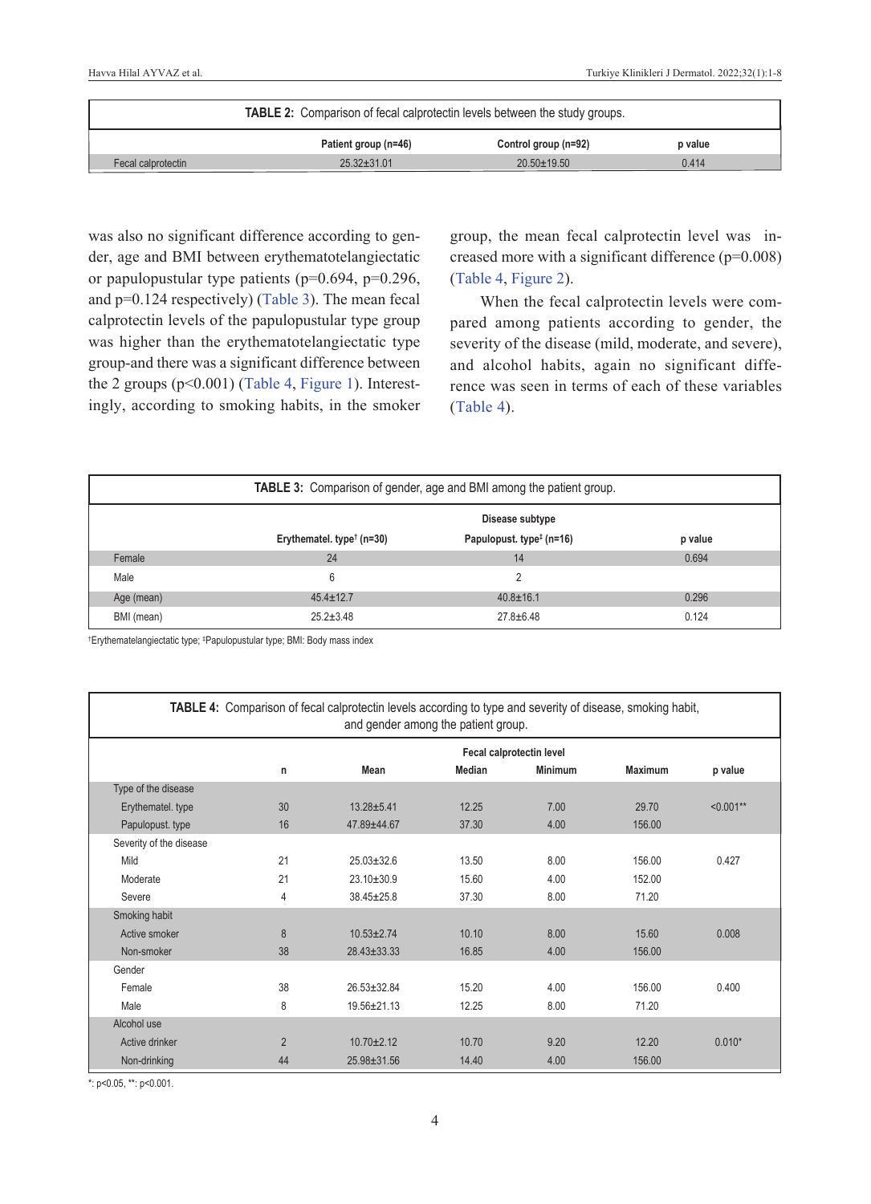**TABLE 2:** Comparison of fecal calprotectin levels between the study groups.

| | Patient group (n=46) | Control group (n=92) | p value |
|---|---|---|---|
| Fecal calprotectin | 25.32±31.01 | 20.50±19.50 | 0.414 |

was also no significant difference according to gender, age and BMI between erythematotelangiectatic or papulopustular type patients (p=0.694, p=0.296, and p=0.124 respectively) (Table 3). The mean fecal calprotectin levels of the papulopustular type group was higher than the erythematotelangiectatic type group-and there was a significant difference between the 2 groups (p<0.001) (Table 4, Figure 1). Interestingly, according to smoking habits, in the smoker group, the mean fecal calprotectin level was increased more with a significant difference (p=0.008) (Table 4, Figure 2).

When the fecal calprotectin levels were compared among patients according to gender, the severity of the disease (mild, moderate, and severe), and alcohol habits, again no significant difference was seen in terms of each of these variables (Table 4).

**TABLE 3:** Comparison of gender, age and BMI among the patient group.

| | Disease subtype | | |
|---|---|---|---|
| | Erythematel. type[†] (n=30) | Papulopust. type[‡] (n=16) | p value |
| Female | 24 | 14 | 0.694 |
| Male | 6 | 2 | |
| Age (mean) | 45.4±12.7 | 40.8±16.1 | 0.296 |
| BMI (mean) | 25.2±3.48 | 27.8±6.48 | 0.124 |

[†]Erythematelangiectatic type; [‡]Papulopustular type; BMI: Body mass index

**TABLE 4:** Comparison of fecal calprotectin levels according to type and severity of disease, smoking habit, and gender among the patient group.

| | | Fecal calprotectin level | | | | |
|---|---|---|---|---|---|---|
| | n | Mean | Median | Minimum | Maximum | p value |
| Type of the disease | | | | | | |
| Erythematel. type | 30 | 13.28±5.41 | 12.25 | 7.00 | 29.70 | <0.001** |
| Papulopust. type | 16 | 47.89±44.67 | 37.30 | 4.00 | 156.00 | |
| Severity of the disease | | | | | | |
| Mild | 21 | 25.03±32.6 | 13.50 | 8.00 | 156.00 | 0.427 |
| Moderate | 21 | 23.10±30.9 | 15.60 | 4.00 | 152.00 | |
| Severe | 4 | 38.45±25.8 | 37.30 | 8.00 | 71.20 | |
| Smoking habit | | | | | | |
| Active smoker | 8 | 10.53±2.74 | 10.10 | 8.00 | 15.60 | 0.008 |
| Non-smoker | 38 | 28.43±33.33 | 16.85 | 4.00 | 156.00 | |
| Gender | | | | | | |
| Female | 38 | 26.53±32.84 | 15.20 | 4.00 | 156.00 | 0.400 |
| Male | 8 | 19.56±21.13 | 12.25 | 8.00 | 71.20 | |
| Alcohol use | | | | | | |
| Active drinker | 2 | 10.70±2.12 | 10.70 | 9.20 | 12.20 | 0.010* |
| Non-drinking | 44 | 25.98±31.56 | 14.40 | 4.00 | 156.00 | |

*: p<0.05, **: p<0.001.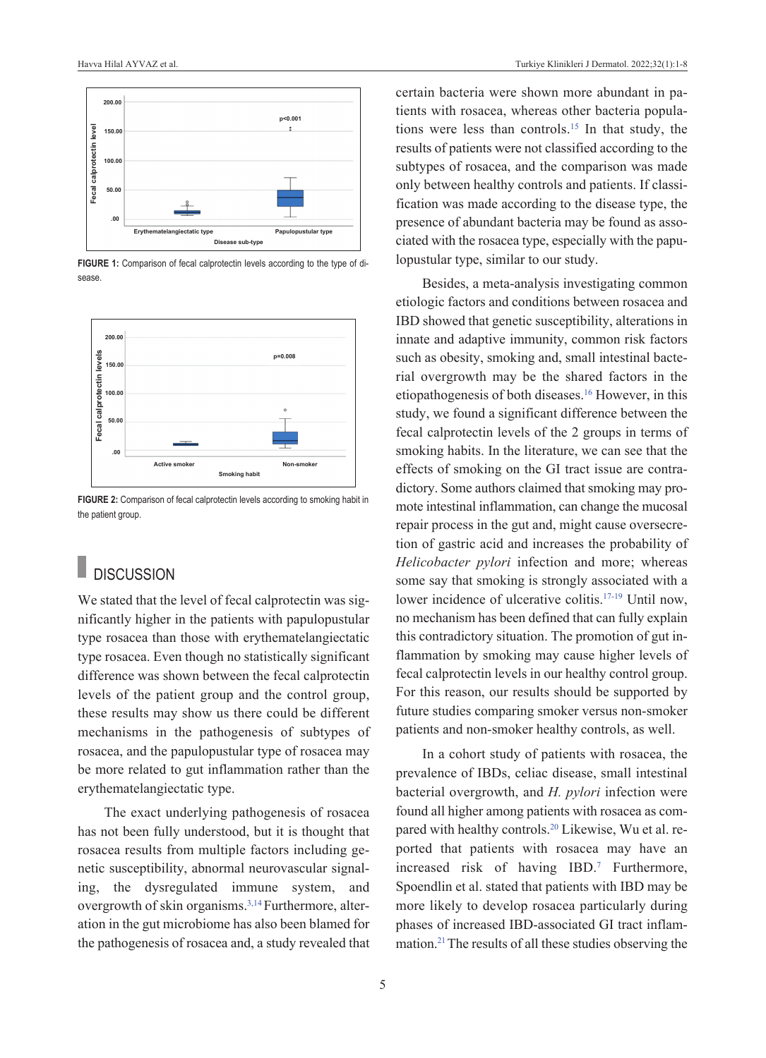FIGURE 1: Comparison of fecal calprotectin levels according to the type of disease.

FIGURE 2: Comparison of fecal calprotectin levels according to smoking habit in the patient group.

## DISCUSSION

We stated that the level of fecal calprotectin was significantly higher in the patients with papulopustular type rosacea than those with erythematelangiectatic type rosacea. Even though no statistically significant difference was shown between the fecal calprotectin levels of the patient group and the control group, these results may show us there could be different mechanisms in the pathogenesis of subtypes of rosacea, and the papulopustular type of rosacea may be more related to gut inflammation rather than the erythematelangiectatic type.

The exact underlying pathogenesis of rosacea has not been fully understood, but it is thought that rosacea results from multiple factors including genetic susceptibility, abnormal neurovascular signaling, the dysregulated immune system, and overgrowth of skin organisms.[3,14] Furthermore, alteration in the gut microbiome has also been blamed for the pathogenesis of rosacea and, a study revealed that certain bacteria were shown more abundant in patients with rosacea, whereas other bacteria populations were less than controls.[15] In that study, the results of patients were not classified according to the subtypes of rosacea, and the comparison was made only between healthy controls and patients. If classification was made according to the disease type, the presence of abundant bacteria may be found as associated with the rosacea type, especially with the papulopustular type, similar to our study.

Besides, a meta-analysis investigating common etiologic factors and conditions between rosacea and IBD showed that genetic susceptibility, alterations in innate and adaptive immunity, common risk factors such as obesity, smoking and, small intestinal bacterial overgrowth may be the shared factors in the etiopathogenesis of both diseases.[16] However, in this study, we found a significant difference between the fecal calprotectin levels of the 2 groups in terms of smoking habits. In the literature, we can see that the effects of smoking on the GI tract issue are contradictory. Some authors claimed that smoking may promote intestinal inflammation, can change the mucosal repair process in the gut and, might cause oversecretion of gastric acid and increases the probability of *Helicobacter pylori* infection and more; whereas some say that smoking is strongly associated with a lower incidence of ulcerative colitis.[17-19] Until now, no mechanism has been defined that can fully explain this contradictory situation. The promotion of gut inflammation by smoking may cause higher levels of fecal calprotectin levels in our healthy control group. For this reason, our results should be supported by future studies comparing smoker versus non-smoker patients and non-smoker healthy controls, as well.

In a cohort study of patients with rosacea, the prevalence of IBDs, celiac disease, small intestinal bacterial overgrowth, and *H. pylori* infection were found all higher among patients with rosacea as compared with healthy controls.[20] Likewise, Wu et al. reported that patients with rosacea may have an increased risk of having IBD.[7] Furthermore, Spoendlin et al. stated that patients with IBD may be more likely to develop rosacea particularly during phases of increased IBD-associated GI tract inflammation.[21] The results of all these studies observing the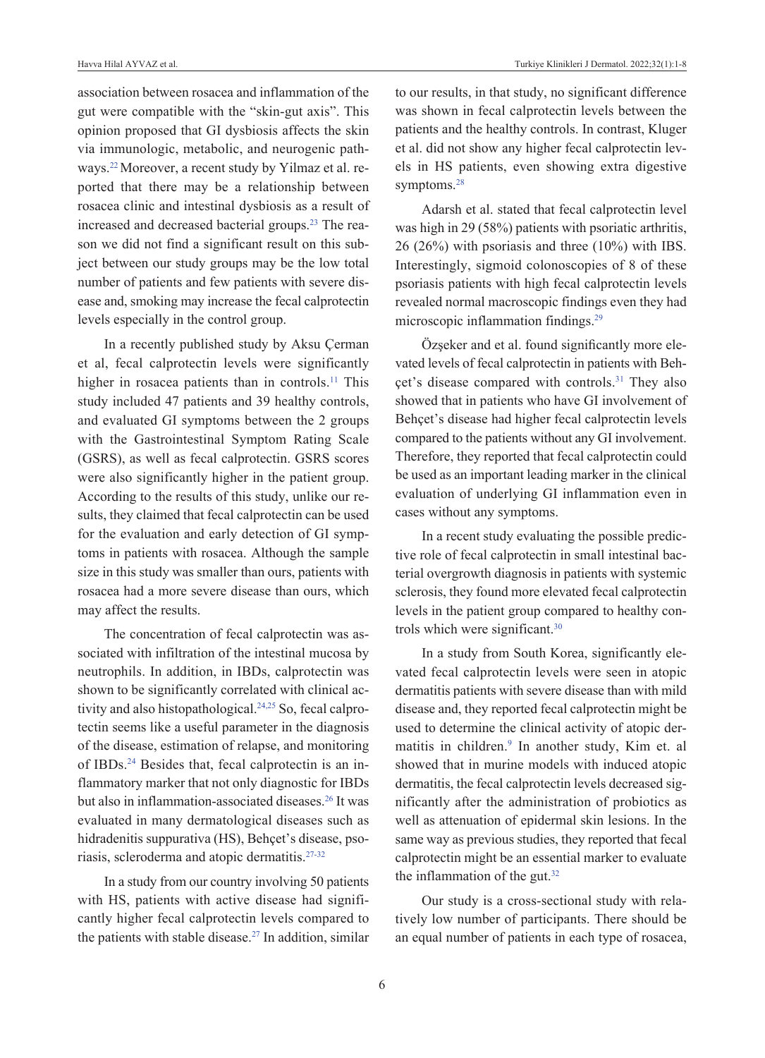association between rosacea and inflammation of the gut were compatible with the "skin-gut axis". This opinion proposed that GI dysbiosis affects the skin via immunologic, metabolic, and neurogenic pathways.[22] Moreover, a recent study by Yilmaz et al. reported that there may be a relationship between rosacea clinic and intestinal dysbiosis as a result of increased and decreased bacterial groups.[23] The reason we did not find a significant result on this subject between our study groups may be the low total number of patients and few patients with severe disease and, smoking may increase the fecal calprotectin levels especially in the control group.

In a recently published study by Aksu Çerman et al, fecal calprotectin levels were significantly higher in rosacea patients than in controls.[11] This study included 47 patients and 39 healthy controls, and evaluated GI symptoms between the 2 groups with the Gastrointestinal Symptom Rating Scale (GSRS), as well as fecal calprotectin. GSRS scores were also significantly higher in the patient group. According to the results of this study, unlike our results, they claimed that fecal calprotectin can be used for the evaluation and early detection of GI symptoms in patients with rosacea. Although the sample size in this study was smaller than ours, patients with rosacea had a more severe disease than ours, which may affect the results.

The concentration of fecal calprotectin was associated with infiltration of the intestinal mucosa by neutrophils. In addition, in IBDs, calprotectin was shown to be significantly correlated with clinical activity and also histopathological.[24,25] So, fecal calprotectin seems like a useful parameter in the diagnosis of the disease, estimation of relapse, and monitoring of IBDs.[24] Besides that, fecal calprotectin is an inflammatory marker that not only diagnostic for IBDs but also in inflammation-associated diseases.[26] It was evaluated in many dermatological diseases such as hidradenitis suppurativa (HS), Behçet's disease, psoriasis, scleroderma and atopic dermatitis.[27-32]

In a study from our country involving 50 patients with HS, patients with active disease had significantly higher fecal calprotectin levels compared to the patients with stable disease.[27] In addition, similar to our results, in that study, no significant difference was shown in fecal calprotectin levels between the patients and the healthy controls. In contrast, Kluger et al. did not show any higher fecal calprotectin levels in HS patients, even showing extra digestive symptoms.[28]

Adarsh et al. stated that fecal calprotectin level was high in 29 (58%) patients with psoriatic arthritis, 26 (26%) with psoriasis and three (10%) with IBS. Interestingly, sigmoid colonoscopies of 8 of these psoriasis patients with high fecal calprotectin levels revealed normal macroscopic findings even they had microscopic inflammation findings.[29]

Özşeker and et al. found significantly more elevated levels of fecal calprotectin in patients with Behçet's disease compared with controls.[31] They also showed that in patients who have GI involvement of Behçet's disease had higher fecal calprotectin levels compared to the patients without any GI involvement. Therefore, they reported that fecal calprotectin could be used as an important leading marker in the clinical evaluation of underlying GI inflammation even in cases without any symptoms.

In a recent study evaluating the possible predictive role of fecal calprotectin in small intestinal bacterial overgrowth diagnosis in patients with systemic sclerosis, they found more elevated fecal calprotectin levels in the patient group compared to healthy controls which were significant.[30]

In a study from South Korea, significantly elevated fecal calprotectin levels were seen in atopic dermatitis patients with severe disease than with mild disease and, they reported fecal calprotectin might be used to determine the clinical activity of atopic dermatitis in children.[9] In another study, Kim et. al showed that in murine models with induced atopic dermatitis, the fecal calprotectin levels decreased significantly after the administration of probiotics as well as attenuation of epidermal skin lesions. In the same way as previous studies, they reported that fecal calprotectin might be an essential marker to evaluate the inflammation of the gut.[32]

Our study is a cross-sectional study with relatively low number of participants. There should be an equal number of patients in each type of rosacea,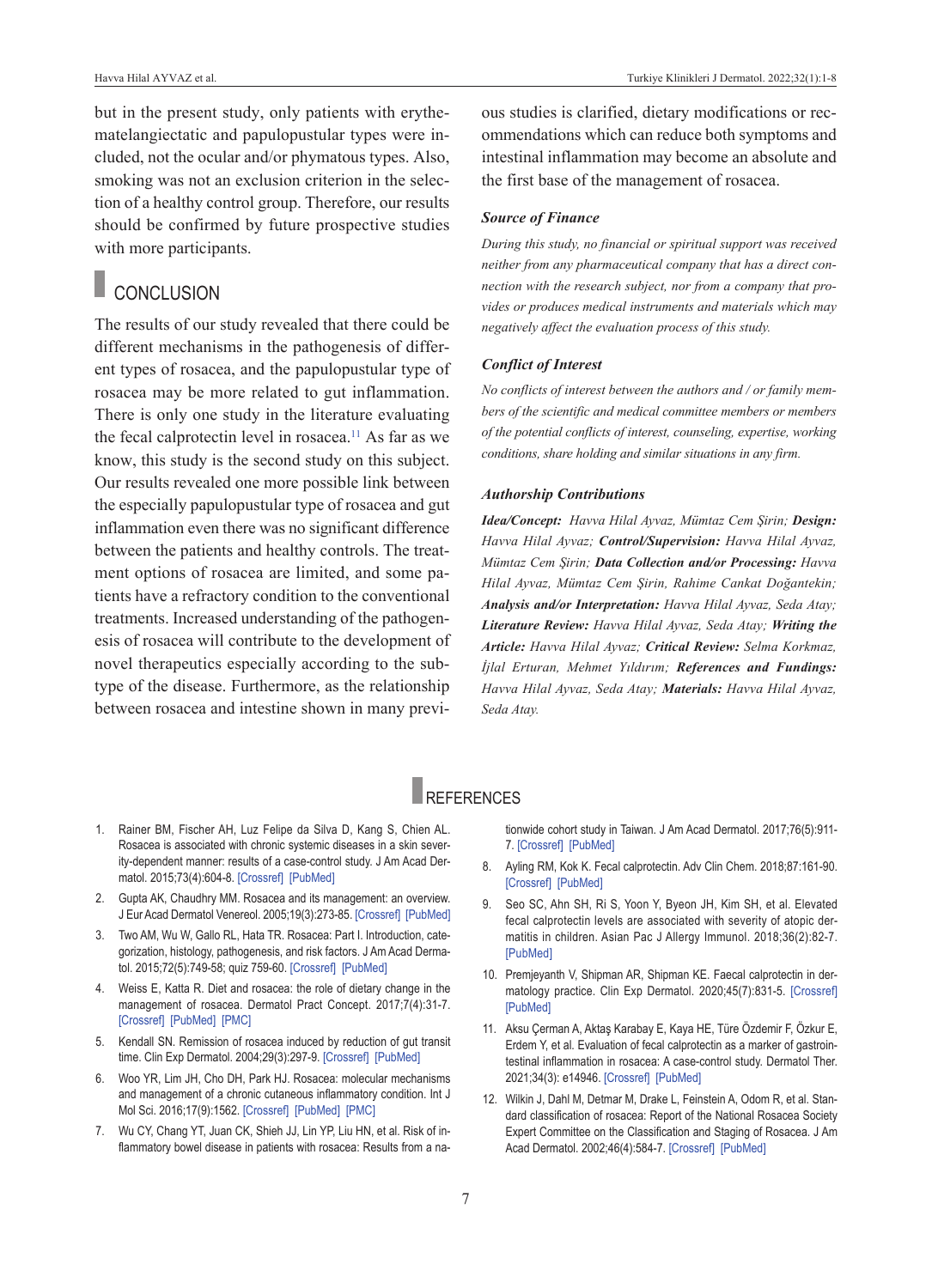but in the present study, only patients with erythematelangiectatic and papulopustular types were included, not the ocular and/or phymatous types. Also, smoking was not an exclusion criterion in the selection of a healthy control group. Therefore, our results should be confirmed by future prospective studies with more participants.

## CONCLUSION

The results of our study revealed that there could be different mechanisms in the pathogenesis of different types of rosacea, and the papulopustular type of rosacea may be more related to gut inflammation. There is only one study in the literature evaluating the fecal calprotectin level in rosacea.[11] As far as we know, this study is the second study on this subject. Our results revealed one more possible link between the especially papulopustular type of rosacea and gut inflammation even there was no significant difference between the patients and healthy controls. The treatment options of rosacea are limited, and some patients have a refractory condition to the conventional treatments. Increased understanding of the pathogenesis of rosacea will contribute to the development of novel therapeutics especially according to the subtype of the disease. Furthermore, as the relationship between rosacea and intestine shown in many previous studies is clarified, dietary modifications or recommendations which can reduce both symptoms and intestinal inflammation may become an absolute and the first base of the management of rosacea.

### *Source of Finance*

*During this study, no financial or spiritual support was received neither from any pharmaceutical company that has a direct connection with the research subject, nor from a company that provides or produces medical instruments and materials which may negatively affect the evaluation process of this study.*

### *Conflict of Interest*

*No conflicts of interest between the authors and / or family members of the scientific and medical committee members or members of the potential conflicts of interest, counseling, expertise, working conditions, share holding and similar situations in any firm.*

### *Authorship Contributions*

***Idea/Concept:*** *Havva Hilal Ayvaz, Mümtaz Cem Şirin;* ***Design:*** *Havva Hilal Ayvaz;* ***Control/Supervision:*** *Havva Hilal Ayvaz, Mümtaz Cem Şirin;* ***Data Collection and/or Processing:*** *Havva Hilal Ayvaz, Mümtaz Cem Şirin, Rahime Cankat Doğantekin;* ***Analysis and/or Interpretation:*** *Havva Hilal Ayvaz, Seda Atay;* ***Literature Review:*** *Havva Hilal Ayvaz, Seda Atay;* ***Writing the Article:*** *Havva Hilal Ayvaz;* ***Critical Review:*** *Selma Korkmaz, İjlal Erturan, Mehmet Yıldırım;* ***References and Fundings:*** *Havva Hilal Ayvaz, Seda Atay;* ***Materials:*** *Havva Hilal Ayvaz, Seda Atay.*

## REFERENCES

1. Rainer BM, Fischer AH, Luz Felipe da Silva D, Kang S, Chien AL. Rosacea is associated with chronic systemic diseases in a skin severity-dependent manner: results of a case-control study. J Am Acad Dermatol. 2015;73(4):604-8. [Crossref] [PubMed]
2. Gupta AK, Chaudhry MM. Rosacea and its management: an overview. J Eur Acad Dermatol Venereol. 2005;19(3):273-85. [Crossref] [PubMed]
3. Two AM, Wu W, Gallo RL, Hata TR. Rosacea: Part I. Introduction, categorization, histology, pathogenesis, and risk factors. J Am Acad Dermatol. 2015;72(5):749-58; quiz 759-60. [Crossref] [PubMed]
4. Weiss E, Katta R. Diet and rosacea: the role of dietary change in the management of rosacea. Dermatol Pract Concept. 2017;7(4):31-7. [Crossref] [PubMed] [PMC]
5. Kendall SN. Remission of rosacea induced by reduction of gut transit time. Clin Exp Dermatol. 2004;29(3):297-9. [Crossref] [PubMed]
6. Woo YR, Lim JH, Cho DH, Park HJ. Rosacea: molecular mechanisms and management of a chronic cutaneous inflammatory condition. Int J Mol Sci. 2016;17(9):1562. [Crossref] [PubMed] [PMC]
7. Wu CY, Chang YT, Juan CK, Shieh JJ, Lin YP, Liu HN, et al. Risk of inflammatory bowel disease in patients with rosacea: Results from a nationwide cohort study in Taiwan. J Am Acad Dermatol. 2017;76(5):911-7. [Crossref] [PubMed]
8. Ayling RM, Kok K. Fecal calprotectin. Adv Clin Chem. 2018;87:161-90. [Crossref] [PubMed]
9. Seo SC, Ahn SH, Ri S, Yoon Y, Byeon JH, Kim SH, et al. Elevated fecal calprotectin levels are associated with severity of atopic dermatitis in children. Asian Pac J Allergy Immunol. 2018;36(2):82-7. [PubMed]
10. Premjeyanth V, Shipman AR, Shipman KE. Faecal calprotectin in dermatology practice. Clin Exp Dermatol. 2020;45(7):831-5. [Crossref] [PubMed]
11. Aksu Çerman A, Aktaş Karabay E, Kaya HE, Türe Özdemir F, Özkur E, Erdem Y, et al. Evaluation of fecal calprotectin as a marker of gastrointestinal inflammation in rosacea: A case-control study. Dermatol Ther. 2021;34(3): e14946. [Crossref] [PubMed]
12. Wilkin J, Dahl M, Detmar M, Drake L, Feinstein A, Odom R, et al. Standard classification of rosacea: Report of the National Rosacea Society Expert Committee on the Classification and Staging of Rosacea. J Am Acad Dermatol. 2002;46(4):584-7. [Crossref] [PubMed]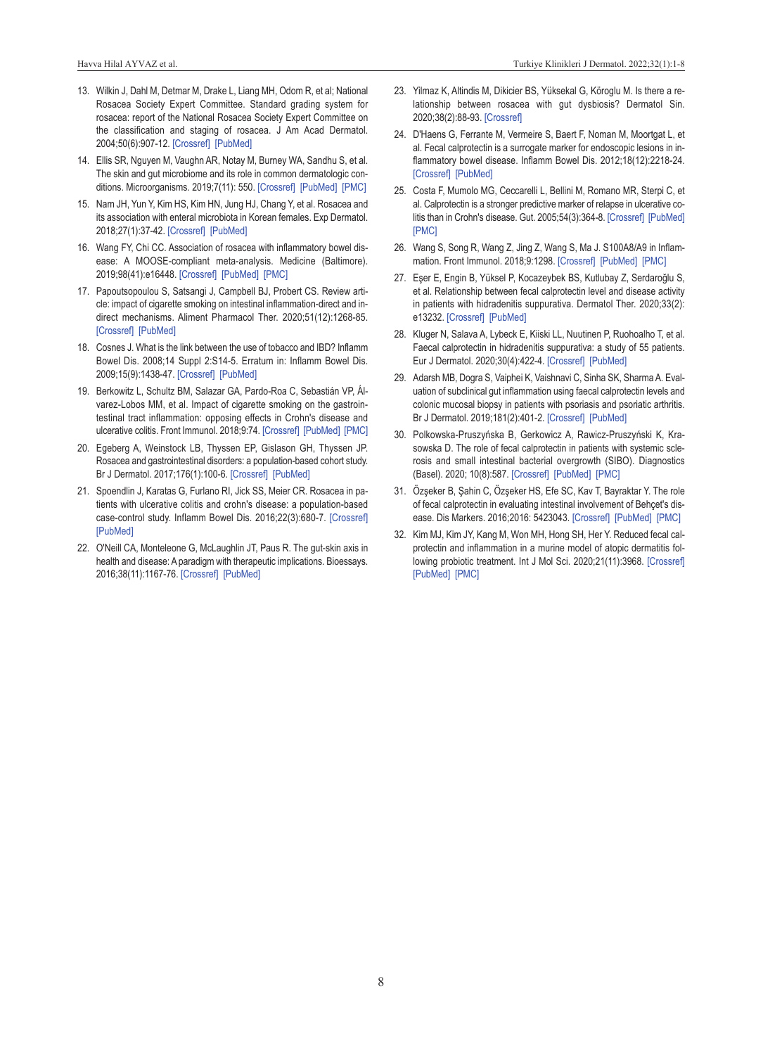13. Wilkin J, Dahl M, Detmar M, Drake L, Liang MH, Odom R, et al; National Rosacea Society Expert Committee. Standard grading system for rosacea: report of the National Rosacea Society Expert Committee on the classification and staging of rosacea. J Am Acad Dermatol. 2004;50(6):907-12. [Crossref] [PubMed]
14. Ellis SR, Nguyen M, Vaughn AR, Notay M, Burney WA, Sandhu S, et al. The skin and gut microbiome and its role in common dermatologic conditions. Microorganisms. 2019;7(11): 550. [Crossref] [PubMed] [PMC]
15. Nam JH, Yun Y, Kim HS, Kim HN, Jung HJ, Chang Y, et al. Rosacea and its association with enteral microbiota in Korean females. Exp Dermatol. 2018;27(1):37-42. [Crossref] [PubMed]
16. Wang FY, Chi CC. Association of rosacea with inflammatory bowel disease: A MOOSE-compliant meta-analysis. Medicine (Baltimore). 2019;98(41):e16448. [Crossref] [PubMed] [PMC]
17. Papoutsopoulou S, Satsangi J, Campbell BJ, Probert CS. Review article: impact of cigarette smoking on intestinal inflammation-direct and indirect mechanisms. Aliment Pharmacol Ther. 2020;51(12):1268-85. [Crossref] [PubMed]
18. Cosnes J. What is the link between the use of tobacco and IBD? Inflamm Bowel Dis. 2008;14 Suppl 2:S14-5. Erratum in: Inflamm Bowel Dis. 2009;15(9):1438-47. [Crossref] [PubMed]
19. Berkowitz L, Schultz BM, Salazar GA, Pardo-Roa C, Sebastián VP, Álvarez-Lobos MM, et al. Impact of cigarette smoking on the gastrointestinal tract inflammation: opposing effects in Crohn's disease and ulcerative colitis. Front Immunol. 2018;9:74. [Crossref] [PubMed] [PMC]
20. Egeberg A, Weinstock LB, Thyssen EP, Gislason GH, Thyssen JP. Rosacea and gastrointestinal disorders: a population-based cohort study. Br J Dermatol. 2017;176(1):100-6. [Crossref] [PubMed]
21. Spoendlin J, Karatas G, Furlano RI, Jick SS, Meier CR. Rosacea in patients with ulcerative colitis and crohn's disease: a population-based case-control study. Inflamm Bowel Dis. 2016;22(3):680-7. [Crossref] [PubMed]
22. O'Neill CA, Monteleone G, McLaughlin JT, Paus R. The gut-skin axis in health and disease: A paradigm with therapeutic implications. Bioessays. 2016;38(11):1167-76. [Crossref] [PubMed]
23. Yilmaz K, Altindis M, Dikicier BS, Yüksekal G, Köroglu M. Is there a relationship between rosacea with gut dysbiosis? Dermatol Sin. 2020;38(2):88-93. [Crossref]
24. D'Haens G, Ferrante M, Vermeire S, Baert F, Noman M, Moortgat L, et al. Fecal calprotectin is a surrogate marker for endoscopic lesions in inflammatory bowel disease. Inflamm Bowel Dis. 2012;18(12):2218-24. [Crossref] [PubMed]
25. Costa F, Mumolo MG, Ceccarelli L, Bellini M, Romano MR, Sterpi C, et al. Calprotectin is a stronger predictive marker of relapse in ulcerative colitis than in Crohn's disease. Gut. 2005;54(3):364-8. [Crossref] [PubMed] [PMC]
26. Wang S, Song R, Wang Z, Jing Z, Wang S, Ma J. S100A8/A9 in Inflammation. Front Immunol. 2018;9:1298. [Crossref] [PubMed] [PMC]
27. Eşer E, Engin B, Yüksel P, Kocazeybek BS, Kutlubay Z, Serdaroğlu S, et al. Relationship between fecal calprotectin level and disease activity in patients with hidradenitis suppurativa. Dermatol Ther. 2020;33(2): e13232. [Crossref] [PubMed]
28. Kluger N, Salava A, Lybeck E, Kiiski LL, Nuutinen P, Ruohoalho T, et al. Faecal calprotectin in hidradenitis suppurativa: a study of 55 patients. Eur J Dermatol. 2020;30(4):422-4. [Crossref] [PubMed]
29. Adarsh MB, Dogra S, Vaiphei K, Vaishnavi C, Sinha SK, Sharma A. Evaluation of subclinical gut inflammation using faecal calprotectin levels and colonic mucosal biopsy in patients with psoriasis and psoriatic arthritis. Br J Dermatol. 2019;181(2):401-2. [Crossref] [PubMed]
30. Polkowska-Pruszyńska B, Gerkowicz A, Rawicz-Pruszyński K, Krasowska D. The role of fecal calprotectin in patients with systemic sclerosis and small intestinal bacterial overgrowth (SIBO). Diagnostics (Basel). 2020; 10(8):587. [Crossref] [PubMed] [PMC]
31. Özşeker B, Şahin C, Özşeker HS, Efe SC, Kav T, Bayraktar Y. The role of fecal calprotectin in evaluating intestinal involvement of Behçet's disease. Dis Markers. 2016;2016: 5423043. [Crossref] [PubMed] [PMC]
32. Kim MJ, Kim JY, Kang M, Won MH, Hong SH, Her Y. Reduced fecal calprotectin and inflammation in a murine model of atopic dermatitis following probiotic treatment. Int J Mol Sci. 2020;21(11):3968. [Crossref] [PubMed] [PMC]